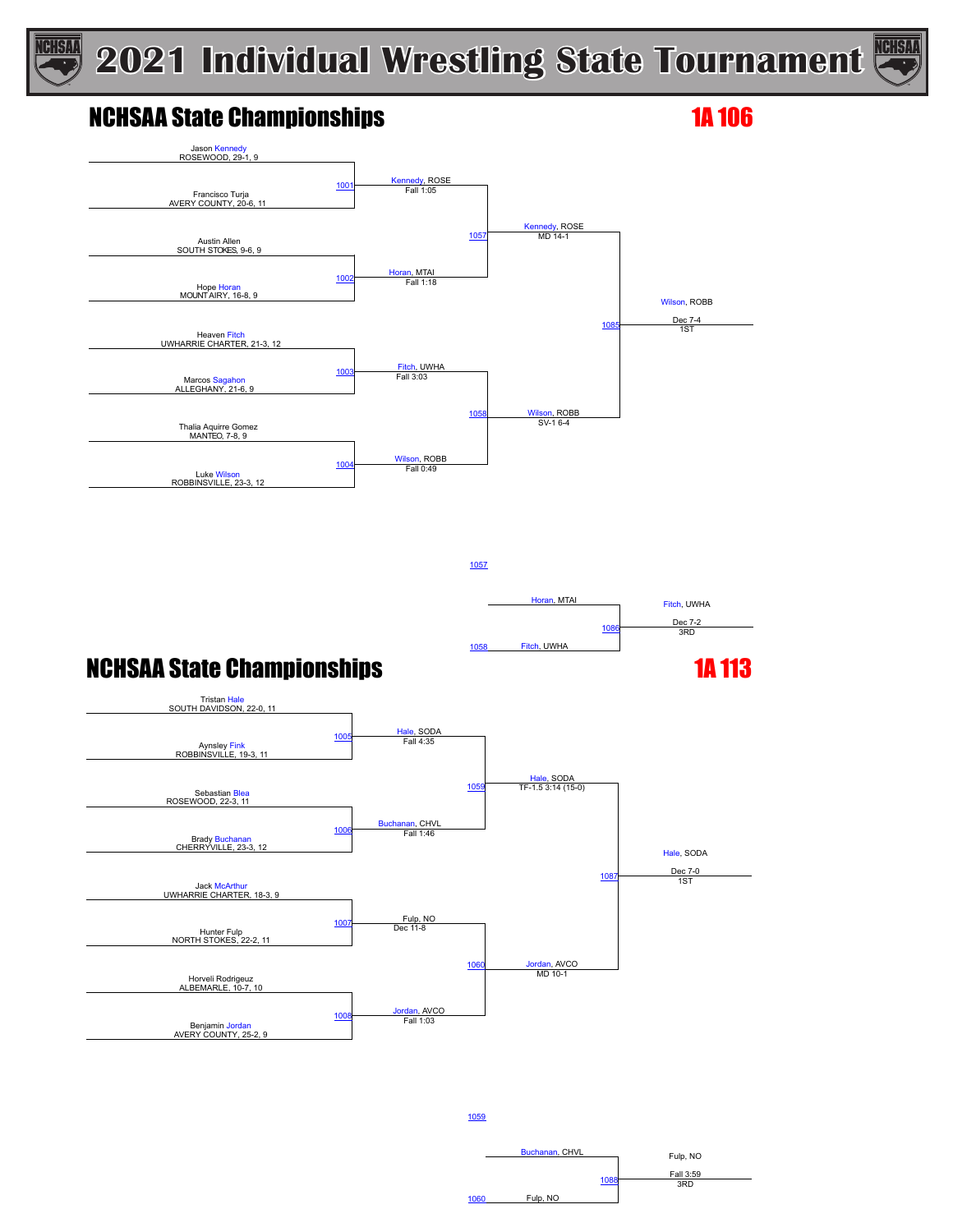# 2021 Individual Wrestling State Tournament

## NCHSAA State Championships — 1A 106

**Championship Bracket**

| Match | Wrestler 1 | Wrestler 2 | Winner | Result |
|---|---|---|---|---|
| 1001 | Jason Kennedy, ROSEWOOD, 29-1, 9 | Francisco Turja, AVERY COUNTY, 20-6, 11 | Kennedy, ROSE | Fall 1:05 |
| 1002 | Austin Allen, SOUTH STOKES, 9-6, 9 | Hope Horan, MOUNT AIRY, 16-8, 9 | Horan, MTAI | Fall 1:18 |
| 1003 | Heaven Fitch, UWHARRIE CHARTER, 21-3, 12 | Marcos Sagahon, ALLEGHANY, 21-6, 9 | Fitch, UWHA | Fall 3:03 |
| 1004 | Thalia Aquirre Gomez, MANTEO, 7-8, 9 | Luke Wilson, ROBBINSVILLE, 23-3, 12 | Wilson, ROBB | Fall 0:49 |
| 1057 | Kennedy, ROSE | Horan, MTAI | Kennedy, ROSE | MD 14-1 |
| 1058 | Fitch, UWHA | Wilson, ROBB | Wilson, ROBB | SV-1 6-4 |
| 1085 | Kennedy, ROSE | Wilson, ROBB | Wilson, ROBB | Dec 7-4 (1ST) |

**3rd Place**

| Match | Wrestler 1 | Wrestler 2 | Winner | Result |
|---|---|---|---|---|
| 1086 | Horan, MTAI (L 1057) | Fitch, UWHA (L 1058) | Fitch, UWHA | Dec 7-2 (3RD) |

## NCHSAA State Championships — 1A 113

**Championship Bracket**

| Match | Wrestler 1 | Wrestler 2 | Winner | Result |
|---|---|---|---|---|
| 1005 | Tristan Hale, SOUTH DAVIDSON, 22-0, 11 | Aynsley Fink, ROBBINSVILLE, 19-3, 11 | Hale, SODA | Fall 4:35 |
| 1006 | Sebastian Blea, ROSEWOOD, 22-3, 11 | Brady Buchanan, CHERRYVILLE, 23-3, 12 | Buchanan, CHVL | Fall 1:46 |
| 1007 | Jack McArthur, UWHARRIE CHARTER, 18-3, 9 | Hunter Fulp, NORTH STOKES, 22-2, 11 | Fulp, NO | Dec 11-8 |
| 1008 | Horveli Rodrigeuz, ALBEMARLE, 10-7, 10 | Benjamin Jordan, AVERY COUNTY, 25-2, 9 | Jordan, AVCO | Fall 1:03 |
| 1059 | Hale, SODA | Buchanan, CHVL | Hale, SODA | TF-1.5 3:14 (15-0) |
| 1060 | Fulp, NO | Jordan, AVCO | Jordan, AVCO | MD 10-1 |
| 1087 | Hale, SODA | Jordan, AVCO | Hale, SODA | Dec 7-0 (1ST) |

**3rd Place**

| Match | Wrestler 1 | Wrestler 2 | Winner | Result |
|---|---|---|---|---|
| 1088 | Buchanan, CHVL (L 1059) | Fulp, NO (L 1060) | Fulp, NO | Fall 3:59 (3RD) |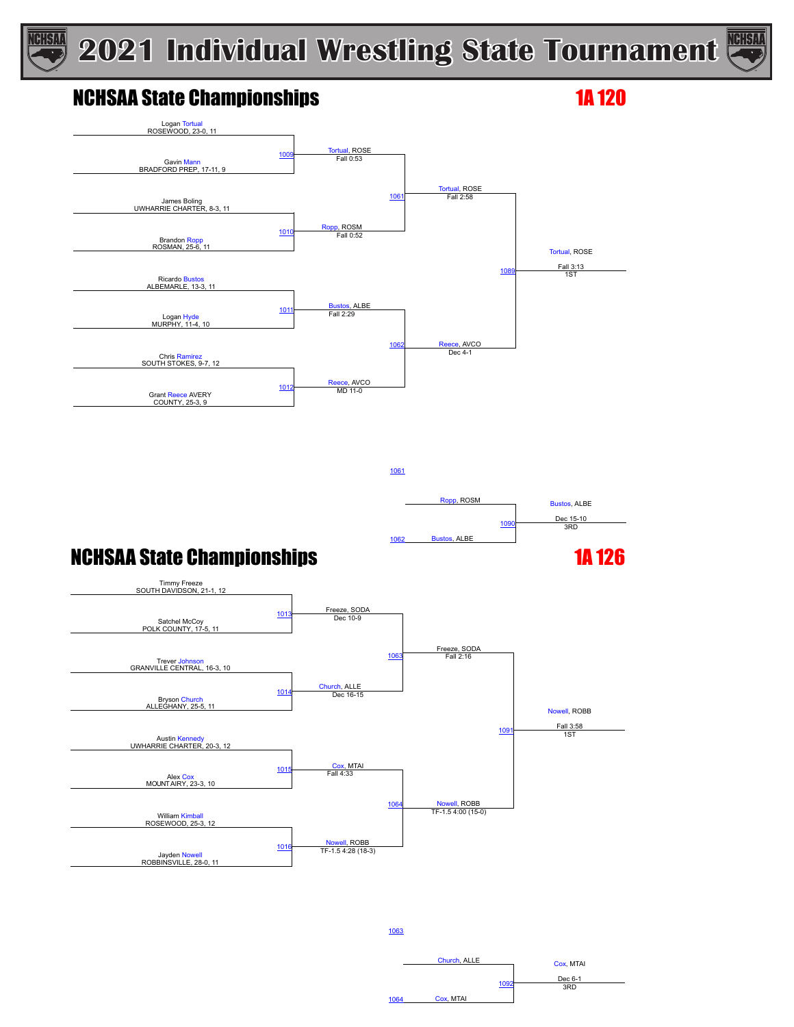# 2021 Individual Wrestling State Tournament

## NCHSAA State Championships

**1A 120**

Logan Tortual
ROSEWOOD, 23-0, 11

Gavin Mann
BRADFORD PREP, 17-11, 9

1009 — Tortual, ROSE — Fall 0:53

James Boling
UWHARRIE CHARTER, 8-3, 11

Brandon Ropp
ROSMAN, 25-6, 11

1010 — Ropp, ROSM — Fall 0:52

1061 — Tortual, ROSE — Fall 2:58

Ricardo Bustos
ALBEMARLE, 13-3, 11

Logan Hyde
MURPHY, 11-4, 10

1011 — Bustos, ALBE — Fall 2:29

Chris Ramirez
SOUTH STOKES, 9-7, 12

Grant Reece AVERY COUNTY, 25-3, 9

1012 — Reece, AVCO — MD 11-0

1062 — Reece, AVCO — Dec 4-1

1089 — Tortual, ROSE — Fall 3:13 — 1ST

1061 Ropp, ROSM

1062 Bustos, ALBE

1090 — Bustos, ALBE — Dec 15-10 — 3RD

## NCHSAA State Championships

**1A 126**

Timmy Freeze
SOUTH DAVIDSON, 21-1, 12

Satchel McCoy
POLK COUNTY, 17-5, 11

1013 — Freeze, SODA — Dec 10-9

Trever Johnson
GRANVILLE CENTRAL, 16-3, 10

Bryson Church
ALLEGHANY, 25-5, 11

1014 — Church, ALLE — Dec 16-15

1063 — Freeze, SODA — Fall 2:16

Austin Kennedy
UWHARRIE CHARTER, 20-3, 12

Alex Cox
MOUNT AIRY, 23-3, 10

1015 — Cox, MTAI — Fall 4:33

William Kimball
ROSEWOOD, 25-3, 12

Jayden Nowell
ROBBINSVILLE, 28-0, 11

1016 — Nowell, ROBB — TF-1.5 4:28 (18-3)

1064 — Nowell, ROBB — TF-1.5 4:00 (15-0)

1091 — Nowell, ROBB — Fall 3:58 — 1ST

1063 Church, ALLE

1064 Cox, MTAI

1092 — Cox, MTAI — Dec 6-1 — 3RD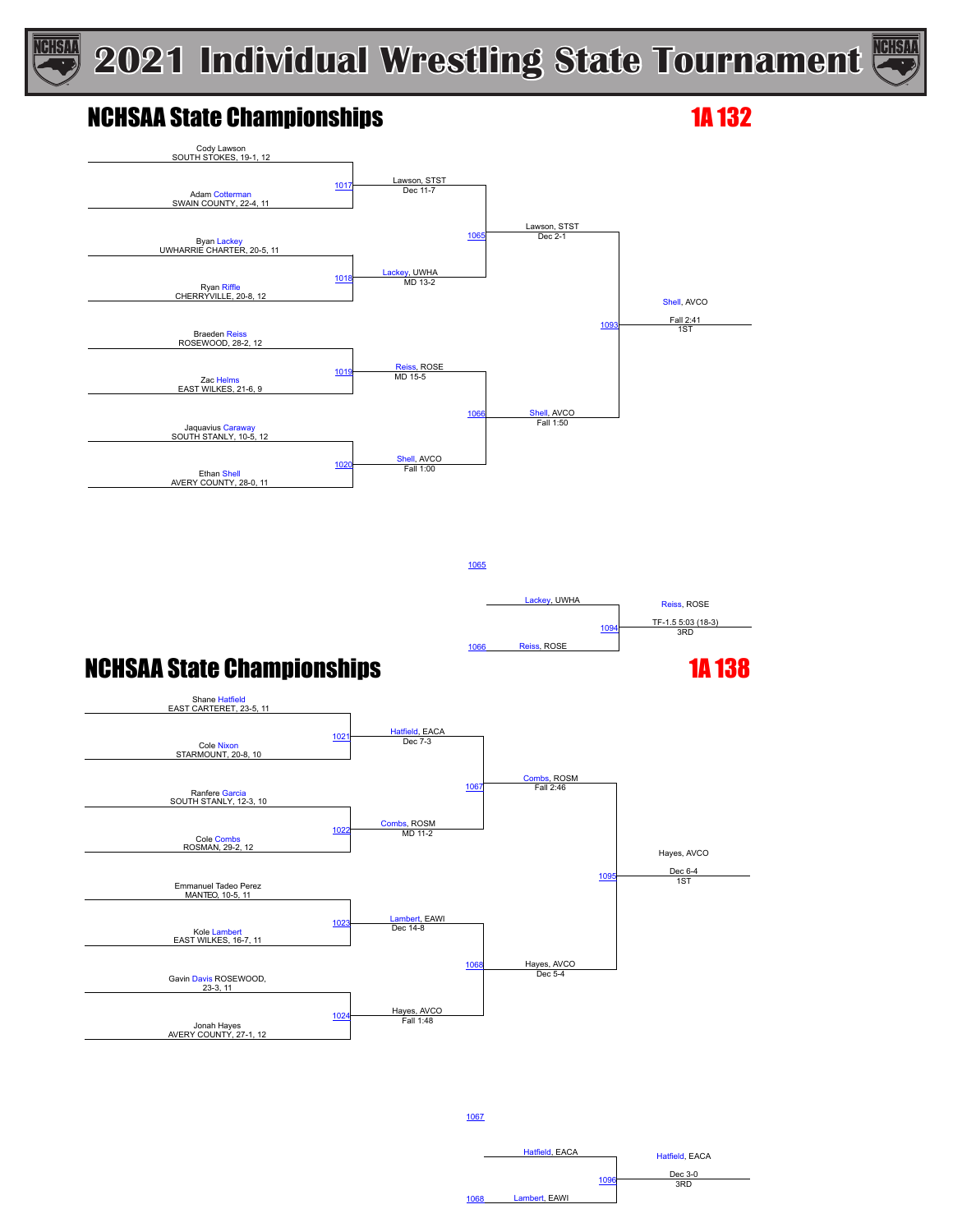# 2021 Individual Wrestling State Tournament

## NCHSAA State Championships — 1A 132

### Quarterfinals

| Match | Wrestler 1 | Wrestler 2 | Winner | Result |
|---|---|---|---|---|
| 1017 | Cody Lawson, SOUTH STOKES, 19-1, 12 | Adam Cotterman, SWAIN COUNTY, 22-4, 11 | Lawson, STST | Dec 11-7 |
| 1018 | Byan Lackey, UWHARRIE CHARTER, 20-5, 11 | Ryan Riffle, CHERRYVILLE, 20-8, 12 | Lackey, UWHA | MD 13-2 |
| 1019 | Braeden Reiss, ROSEWOOD, 28-2, 12 | Zac Helms, EAST WILKES, 21-6, 9 | Reiss, ROSE | MD 15-5 |
| 1020 | Jaquavius Caraway, SOUTH STANLY, 10-5, 12 | Ethan Shell, AVERY COUNTY, 28-0, 11 | Shell, AVCO | Fall 1:00 |

### Semifinals

| Match | Winner | Result |
|---|---|---|
| 1065 | Lawson, STST | Dec 2-1 |
| 1066 | Shell, AVCO | Fall 1:50 |

### Final

| Match | Winner | Result | Place |
|---|---|---|---|
| 1093 | Shell, AVCO | Fall 2:41 | 1ST |

### 3rd Place

| Match | Wrestler 1 (Loser 1065) | Wrestler 2 (Loser 1066) | Winner | Result | Place |
|---|---|---|---|---|---|
| 1094 | Lackey, UWHA | Reiss, ROSE | Reiss, ROSE | TF-1.5 5:03 (18-3) | 3RD |

## NCHSAA State Championships — 1A 138

### Quarterfinals

| Match | Wrestler 1 | Wrestler 2 | Winner | Result |
|---|---|---|---|---|
| 1021 | Shane Hatfield, EAST CARTERET, 23-5, 11 | Cole Nixon, STARMOUNT, 20-8, 10 | Hatfield, EACA | Dec 7-3 |
| 1022 | Ranfere Garcia, SOUTH STANLY, 12-3, 10 | Cole Combs, ROSMAN, 29-2, 12 | Combs, ROSM | MD 11-2 |
| 1023 | Emmanuel Tadeo Perez, MANTEO, 10-5, 11 | Kole Lambert, EAST WILKES, 16-7, 11 | Lambert, EAWI | Dec 14-8 |
| 1024 | Gavin Davis ROSEWOOD, 23-3, 11 | Jonah Hayes, AVERY COUNTY, 27-1, 12 | Hayes, AVCO | Fall 1:48 |

### Semifinals

| Match | Winner | Result |
|---|---|---|
| 1067 | Combs, ROSM | Fall 2:46 |
| 1068 | Hayes, AVCO | Dec 5-4 |

### Final

| Match | Winner | Result | Place |
|---|---|---|---|
| 1095 | Hayes, AVCO | Dec 6-4 | 1ST |

### 3rd Place

| Match | Wrestler 1 (Loser 1067) | Wrestler 2 (Loser 1068) | Winner | Result | Place |
|---|---|---|---|---|---|
| 1096 | Hatfield, EACA | Lambert, EAWI | Hatfield, EACA | Dec 3-0 | 3RD |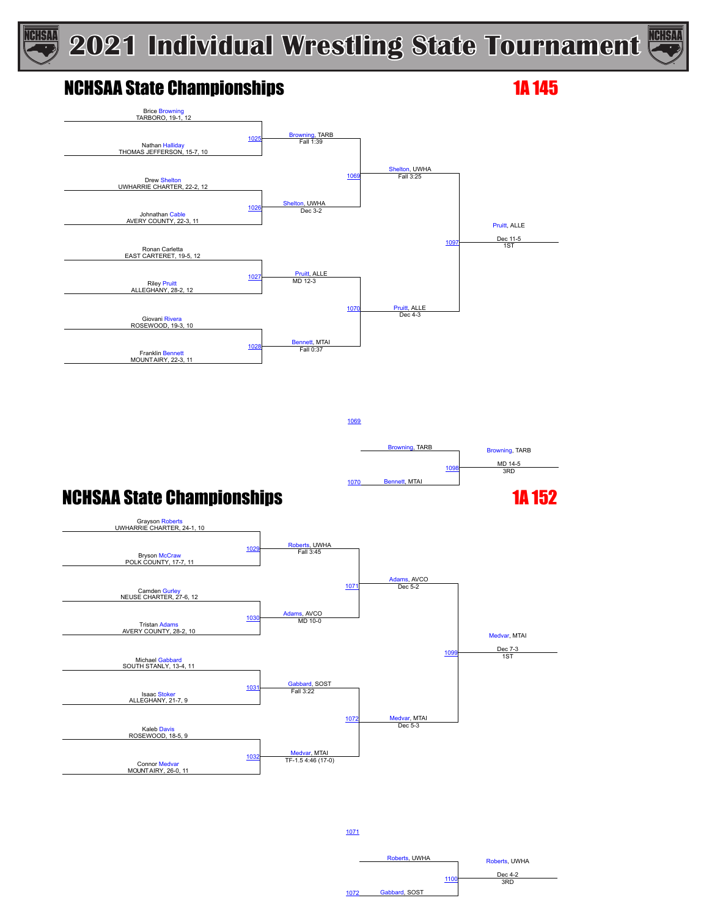# 2021 Individual Wrestling State Tournament

## NCHSAA State Championships — 1A 145

### First Round

| Bout | Wrestler 1 | Wrestler 2 | Winner | Result |
|---|---|---|---|---|
| 1025 | Brice Browning, TARBORO, 19-1, 12 | Nathan Halliday, THOMAS JEFFERSON, 15-7, 10 | Browning, TARB | Fall 1:39 |
| 1026 | Drew Shelton, UWHARRIE CHARTER, 22-2, 12 | Johnathan Cable, AVERY COUNTY, 22-3, 11 | Shelton, UWHA | Dec 3-2 |
| 1027 | Ronan Carletta, EAST CARTERET, 19-5, 12 | Riley Pruitt, ALLEGHANY, 28-2, 12 | Pruitt, ALLE | MD 12-3 |
| 1028 | Giovani Rivera, ROSEWOOD, 19-3, 10 | Franklin Bennett, MOUNT AIRY, 22-3, 11 | Bennett, MTAI | Fall 0:37 |

### Semifinals

| Bout | Winner | Result |
|---|---|---|
| 1069 | Shelton, UWHA | Fall 3:25 |
| 1070 | Pruitt, ALLE | Dec 4-3 |

### Final

| Bout | Winner | Result | Place |
|---|---|---|---|
| 1097 | Pruitt, ALLE | Dec 11-5 | 1ST |

### 3rd Place

| Bout | Wrestler 1 (1069) | Wrestler 2 (1070) | Winner | Result | Place |
|---|---|---|---|---|---|
| 1098 | Browning, TARB | Bennett, MTAI | Browning, TARB | MD 14-5 | 3RD |

## NCHSAA State Championships — 1A 152

### First Round

| Bout | Wrestler 1 | Wrestler 2 | Winner | Result |
|---|---|---|---|---|
| 1029 | Grayson Roberts, UWHARRIE CHARTER, 24-1, 10 | Bryson McCraw, POLK COUNTY, 17-7, 11 | Roberts, UWHA | Fall 3:45 |
| 1030 | Camden Gurley, NEUSE CHARTER, 27-6, 12 | Tristan Adams, AVERY COUNTY, 28-2, 10 | Adams, AVCO | MD 10-0 |
| 1031 | Michael Gabbard, SOUTH STANLY, 13-4, 11 | Isaac Stoker, ALLEGHANY, 21-7, 9 | Gabbard, SOST | Fall 3:22 |
| 1032 | Kaleb Davis, ROSEWOOD, 18-5, 9 | Connor Medvar, MOUNT AIRY, 26-0, 11 | Medvar, MTAI | TF-1.5 4:46 (17-0) |

### Semifinals

| Bout | Winner | Result |
|---|---|---|
| 1071 | Adams, AVCO | Dec 5-2 |
| 1072 | Medvar, MTAI | Dec 5-3 |

### Final

| Bout | Winner | Result | Place |
|---|---|---|---|
| 1099 | Medvar, MTAI | Dec 7-3 | 1ST |

### 3rd Place

| Bout | Wrestler 1 (1071) | Wrestler 2 (1072) | Winner | Result | Place |
|---|---|---|---|---|---|
| 1100 | Roberts, UWHA | Gabbard, SOST | Roberts, UWHA | Dec 4-2 | 3RD |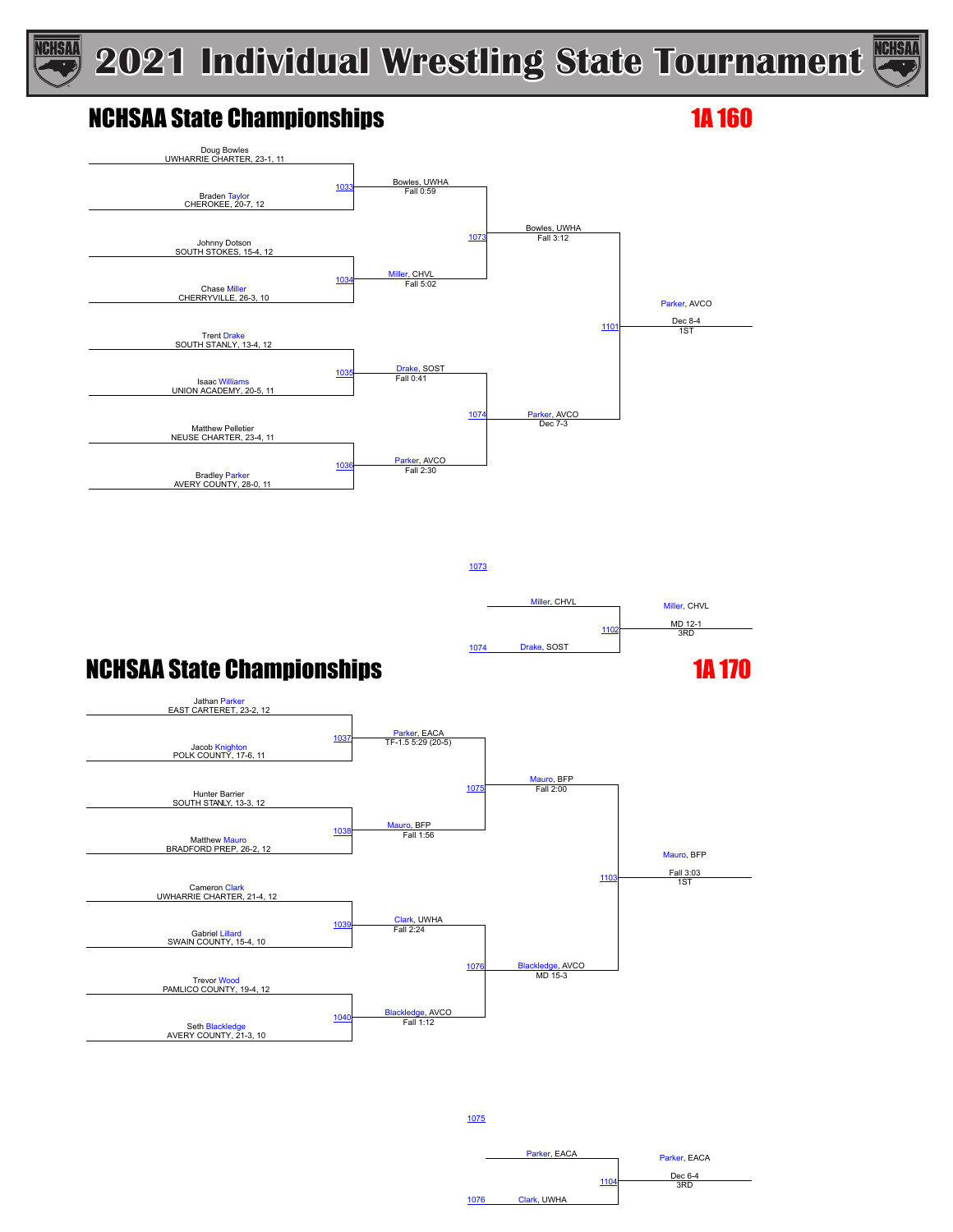# 2021 Individual Wrestling State Tournament

## NCHSAA State Championships — 1A 160

**First Round**

| Bout | Wrestler 1 | Wrestler 2 | Winner | Result |
|---|---|---|---|---|
| 1033 | Doug Bowles, UWHARRIE CHARTER, 23-1, 11 | Braden Taylor, CHEROKEE, 20-7, 12 | Bowles, UWHA | Fall 0:59 |
| 1034 | Johnny Dotson, SOUTH STOKES, 15-4, 12 | Chase Miller, CHERRYVILLE, 26-3, 10 | Miller, CHVL | Fall 5:02 |
| 1035 | Trent Drake, SOUTH STANLY, 13-4, 12 | Isaac Williams, UNION ACADEMY, 20-5, 11 | Drake, SOST | Fall 0:41 |
| 1036 | Matthew Pelletier, NEUSE CHARTER, 23-4, 11 | Bradley Parker, AVERY COUNTY, 28-0, 11 | Parker, AVCO | Fall 2:30 |

**Semifinals**

| Bout | Winner | Result |
|---|---|---|
| 1073 | Bowles, UWHA | Fall 3:12 |
| 1074 | Parker, AVCO | Dec 7-3 |

**Final**

| Bout | Winner | Result | Place |
|---|---|---|---|
| 1101 | Parker, AVCO | Dec 8-4 | 1ST |

**3rd Place**

| Bout | Wrestler 1 (1073) | Wrestler 2 (1074) | Winner | Result | Place |
|---|---|---|---|---|---|
| 1102 | Miller, CHVL | Drake, SOST | Miller, CHVL | MD 12-1 | 3RD |

## NCHSAA State Championships — 1A 170

**First Round**

| Bout | Wrestler 1 | Wrestler 2 | Winner | Result |
|---|---|---|---|---|
| 1037 | Jathan Parker, EAST CARTERET, 23-2, 12 | Jacob Knighton, POLK COUNTY, 17-6, 11 | Parker, EACA | TF-1.5 5:29 (20-5) |
| 1038 | Hunter Barrier, SOUTH STANLY, 13-3, 12 | Matthew Mauro, BRADFORD PREP, 26-2, 12 | Mauro, BFP | Fall 1:56 |
| 1039 | Cameron Clark, UWHARRIE CHARTER, 21-4, 12 | Gabriel Lillard, SWAIN COUNTY, 15-4, 10 | Clark, UWHA | Fall 2:24 |
| 1040 | Trevor Wood, PAMLICO COUNTY, 19-4, 12 | Seth Blackledge, AVERY COUNTY, 21-3, 10 | Blackledge, AVCO | Fall 1:12 |

**Semifinals**

| Bout | Winner | Result |
|---|---|---|
| 1075 | Mauro, BFP | Fall 2:00 |
| 1076 | Blackledge, AVCO | MD 15-3 |

**Final**

| Bout | Winner | Result | Place |
|---|---|---|---|
| 1103 | Mauro, BFP | Fall 3:03 | 1ST |

**3rd Place**

| Bout | Wrestler 1 (1075) | Wrestler 2 (1076) | Winner | Result | Place |
|---|---|---|---|---|---|
| 1104 | Parker, EACA | Clark, UWHA | Parker, EACA | Dec 6-4 | 3RD |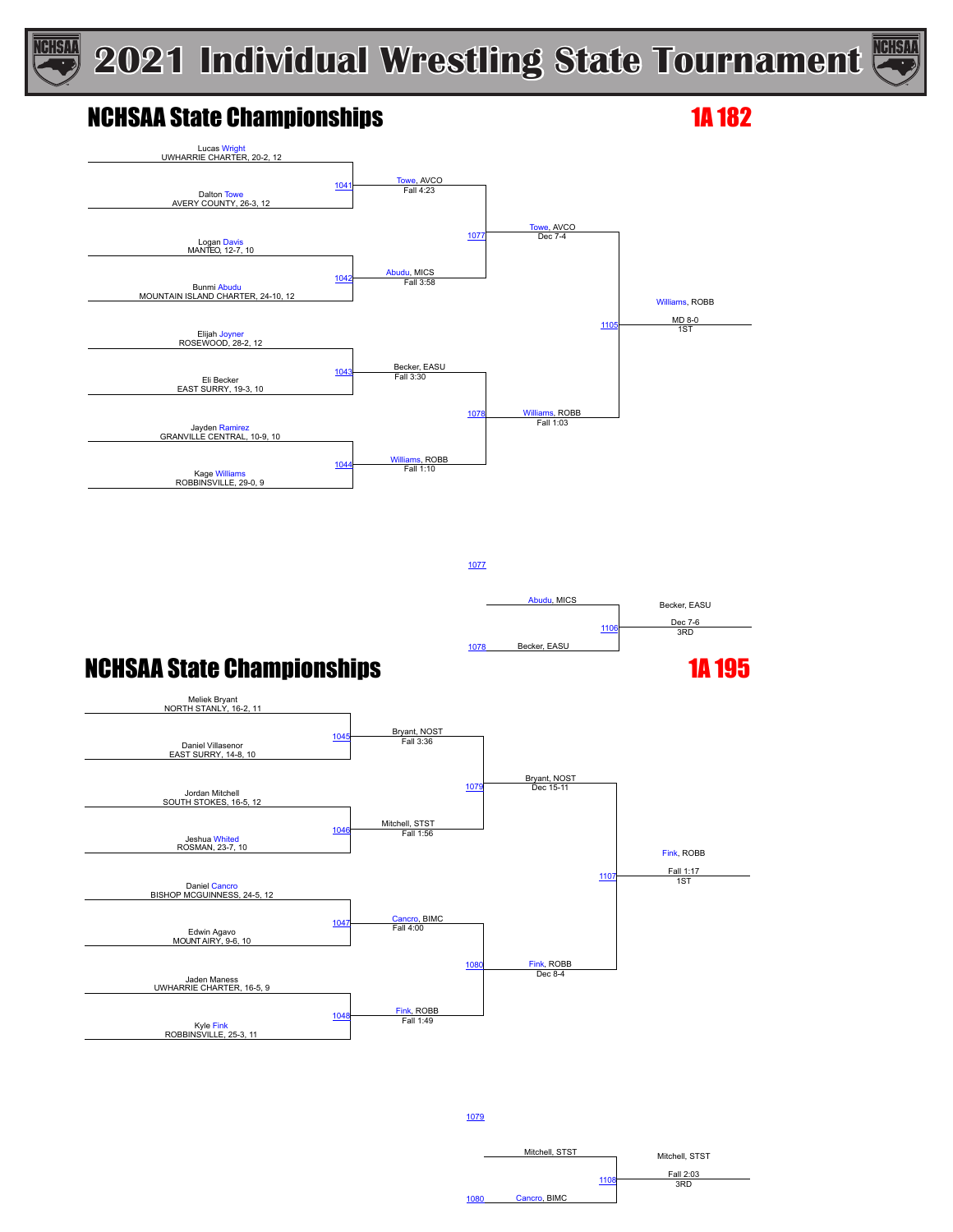# 2021 Individual Wrestling State Tournament

## NCHSAA State Championships

### 1A 182

**Round 1**

| Bout | Wrestler 1 | Wrestler 2 | Winner | Result |
|---|---|---|---|---|
| 1041 | Lucas Wright, UWHARRIE CHARTER, 20-2, 12 | Dalton Towe, AVERY COUNTY, 26-3, 12 | Towe, AVCO | Fall 4:23 |
| 1042 | Logan Davis, MANTEO, 12-7, 10 | Bunmi Abudu, MOUNTAIN ISLAND CHARTER, 24-10, 12 | Abudu, MICS | Fall 3:58 |
| 1043 | Elijah Joyner, ROSEWOOD, 28-2, 12 | Eli Becker, EAST SURRY, 19-3, 10 | Becker, EASU | Fall 3:30 |
| 1044 | Jayden Ramirez, GRANVILLE CENTRAL, 10-9, 10 | Kage Williams, ROBBINSVILLE, 29-0, 9 | Williams, ROBB | Fall 1:10 |

**Semifinals**

| Bout | Winner | Result |
|---|---|---|
| 1077 | Towe, AVCO | Dec 7-4 |
| 1078 | Williams, ROBB | Fall 1:03 |

**Final (1105)**: Williams, ROBB — MD 8-0 — 1ST

**3rd Place (1106)**: Abudu, MICS (L 1077) vs. Becker, EASU (L 1078) — Becker, EASU — Dec 7-6 — 3RD

## NCHSAA State Championships

### 1A 195

**Round 1**

| Bout | Wrestler 1 | Wrestler 2 | Winner | Result |
|---|---|---|---|---|
| 1045 | Meliek Bryant, NORTH STANLY, 16-2, 11 | Daniel Villasenor, EAST SURRY, 14-8, 10 | Bryant, NOST | Fall 3:36 |
| 1046 | Jordan Mitchell, SOUTH STOKES, 16-5, 12 | Jeshua Whited, ROSMAN, 23-7, 10 | Mitchell, STST | Fall 1:56 |
| 1047 | Daniel Cancro, BISHOP MCGUINNESS, 24-5, 12 | Edwin Agavo, MOUNT AIRY, 9-6, 10 | Cancro, BIMC | Fall 4:00 |
| 1048 | Jaden Maness, UWHARRIE CHARTER, 16-5, 9 | Kyle Fink, ROBBINSVILLE, 25-3, 11 | Fink, ROBB | Fall 1:49 |

**Semifinals**

| Bout | Winner | Result |
|---|---|---|
| 1079 | Bryant, NOST | Dec 15-11 |
| 1080 | Fink, ROBB | Dec 8-4 |

**Final (1107)**: Fink, ROBB — Fall 1:17 — 1ST

**3rd Place (1108)**: Mitchell, STST (L 1079) vs. Cancro, BIMC (L 1080) — Mitchell, STST — Fall 2:03 — 3RD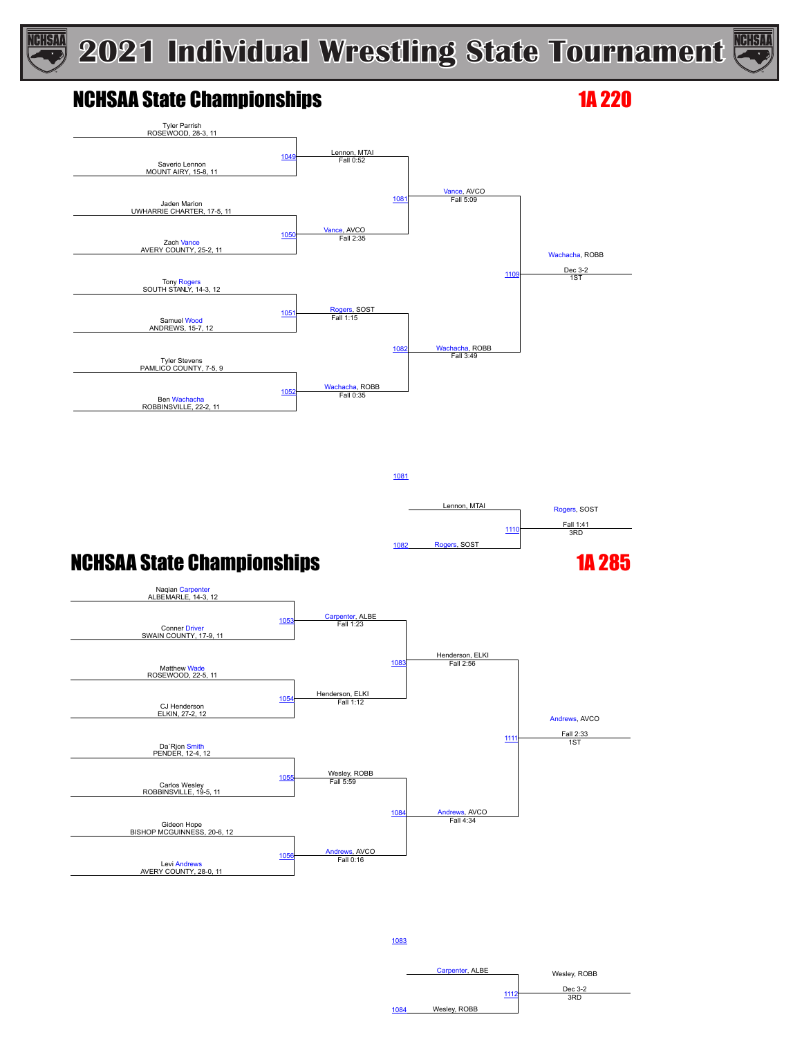# 2021 Individual Wrestling State Tournament

## NCHSAA State Championships

## 1A 220

Tyler Parrish
ROSEWOOD, 28-3, 11

1049

Lennon, MTAI
Fall 0:52

Saverio Lennon
MOUNT AIRY, 15-8, 11

1081

Vance, AVCO
Fall 5:09

Jaden Marion
UWHARRIE CHARTER, 17-5, 11

1050

Vance, AVCO
Fall 2:35

Zach Vance
AVERY COUNTY, 25-2, 11

Wachacha, ROBB

1109

Dec 3-2
1ST

Tony Rogers
SOUTH STANLY, 14-3, 12

1051

Rogers, SOST
Fall 1:15

Samuel Wood
ANDREWS, 15-7, 12

1082

Wachacha, ROBB
Fall 3:49

Tyler Stevens
PAMLICO COUNTY, 7-5, 9

1052

Wachacha, ROBB
Fall 0:35

Ben Wachacha
ROBBINSVILLE, 22-2, 11

1081

Lennon, MTAI

Rogers, SOST

1110

Fall 1:41
3RD

1082

Rogers, SOST

## NCHSAA State Championships

## 1A 285

Naqian Carpenter
ALBEMARLE, 14-3, 12

1053

Carpenter, ALBE
Fall 1:23

Conner Driver
SWAIN COUNTY, 17-9, 11

1083

Henderson, ELKI
Fall 2:56

Matthew Wade
ROSEWOOD, 22-5, 11

1054

Henderson, ELKI
Fall 1:12

CJ Henderson
ELKIN, 27-2, 12

Andrews, AVCO

1111

Fall 2:33
1ST

Da`Rjon Smith
PENDER, 12-4, 12

1055

Wesley, ROBB
Fall 5:59

Carlos Wesley
ROBBINSVILLE, 19-5, 11

1084

Andrews, AVCO
Fall 4:34

Gideon Hope
BISHOP MCGUINNESS, 20-6, 12

1056

Andrews, AVCO
Fall 0:16

Levi Andrews
AVERY COUNTY, 28-0, 11

1083

Carpenter, ALBE

Wesley, ROBB

1112

Dec 3-2
3RD

1084

Wesley, ROBB